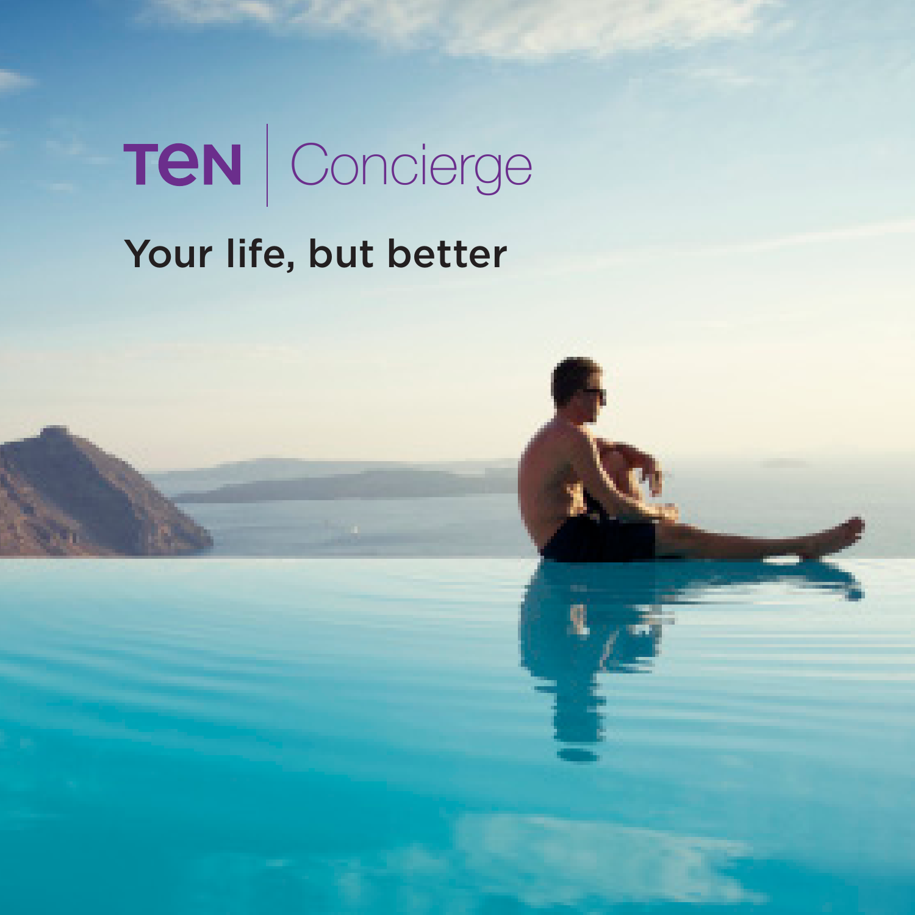# TEN | Concierge

## Your life, but better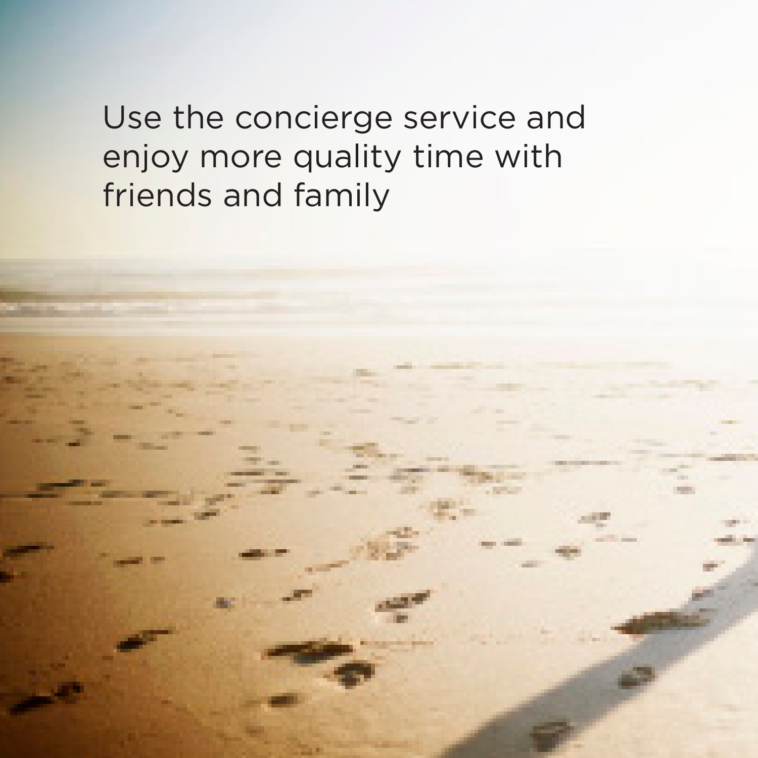Use the concierge service and enjoy more quality time with friends and family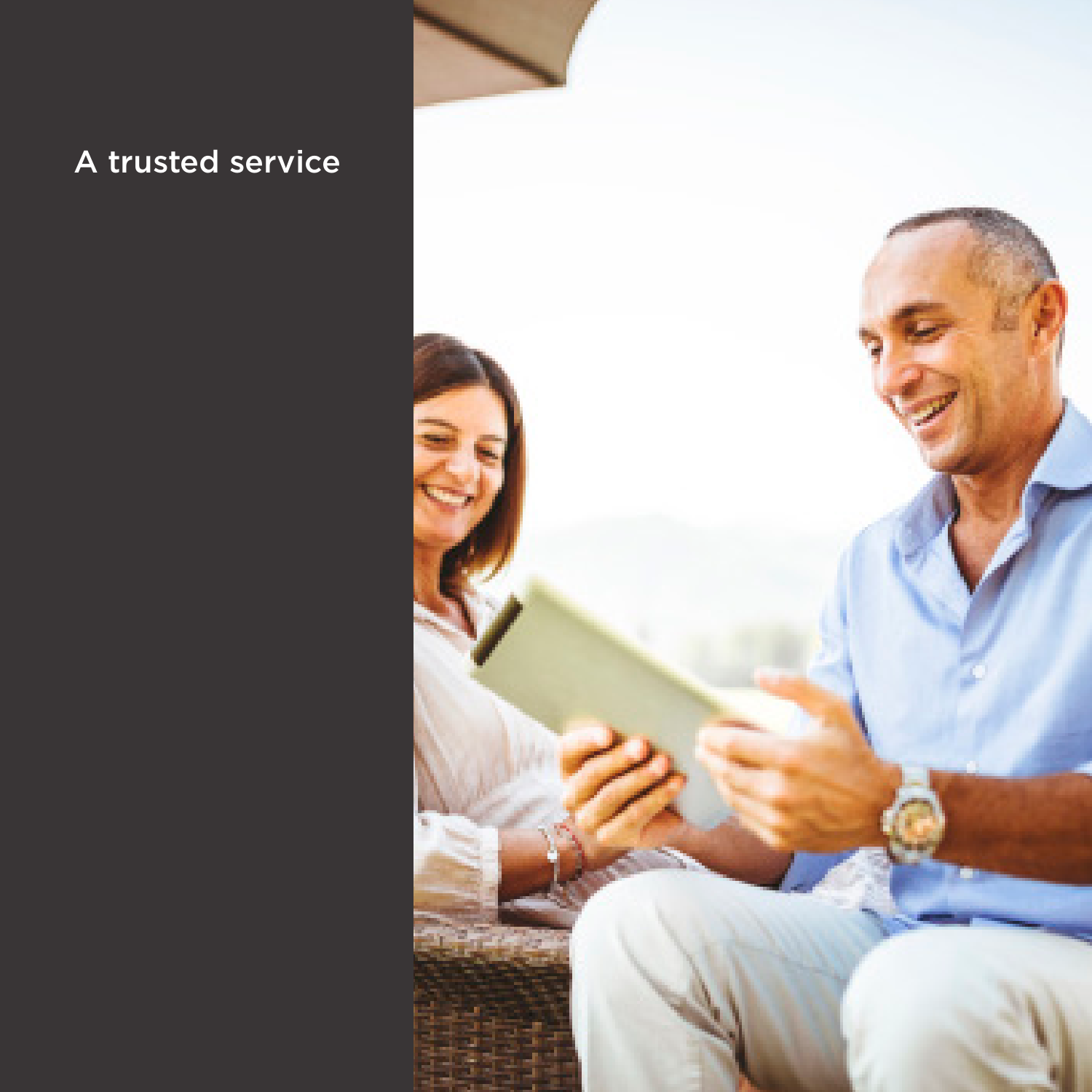# A trusted service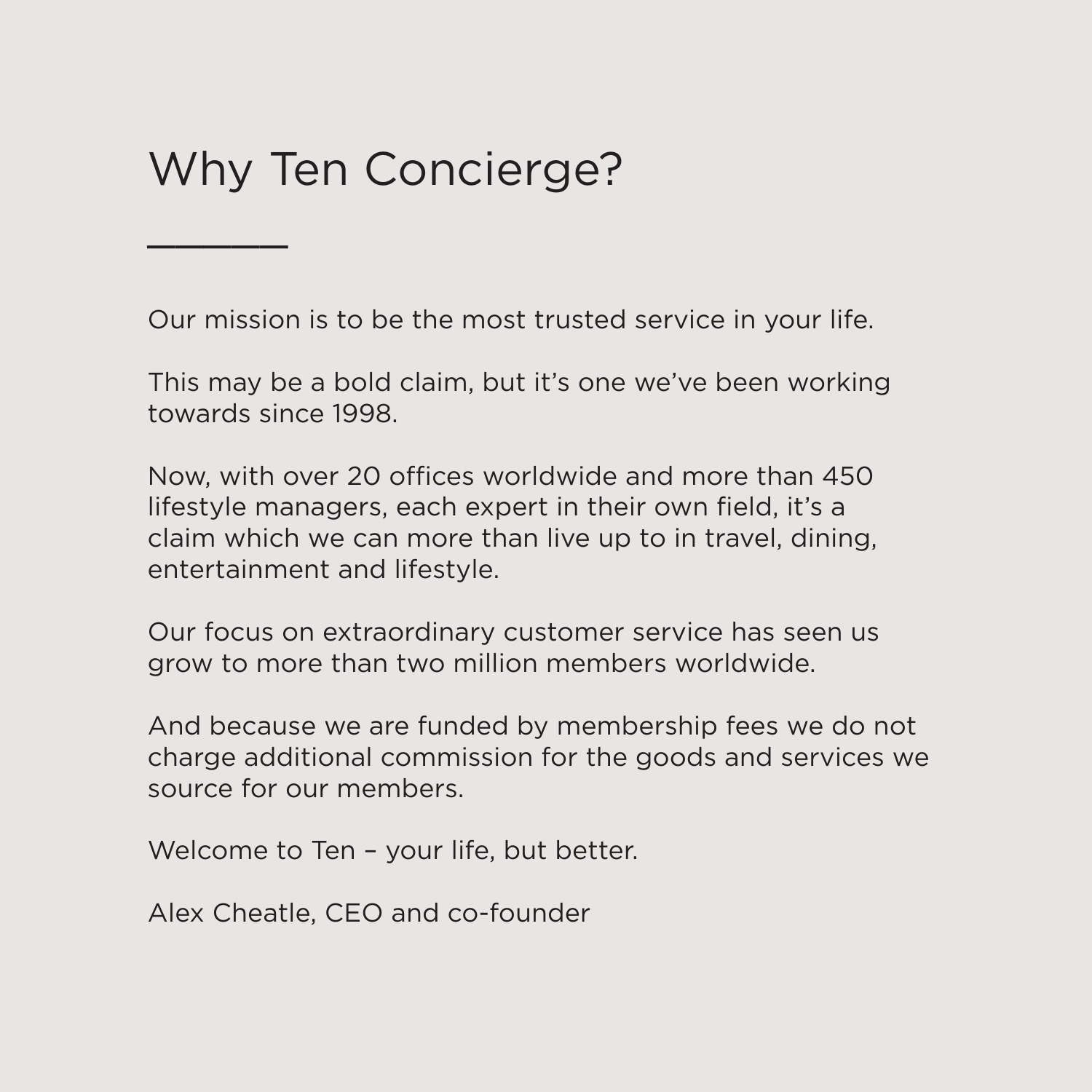# Why Ten Concierge?

Our mission is to be the most trusted service in your life.

This may be a bold claim, but it's one we've been working towards since 1998.

Now, with over 20 offices worldwide and more than 450 lifestyle managers, each expert in their own field, it's a claim which we can more than live up to in travel, dining, entertainment and lifestyle.

Our focus on extraordinary customer service has seen us grow to more than two million members worldwide.

And because we are funded by membership fees we do not charge additional commission for the goods and services we source for our members.

Welcome to Ten – your life, but better.

Alex Cheatle, CEO and co-founder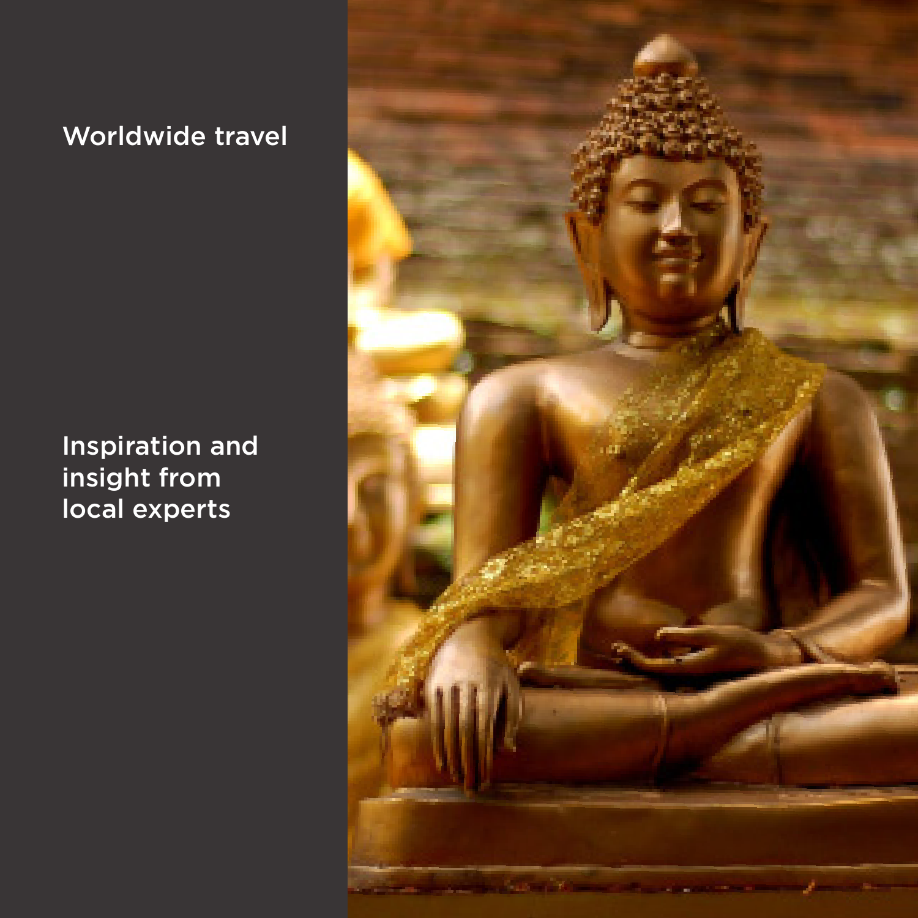Worldwide travel

Inspiration and insight from local experts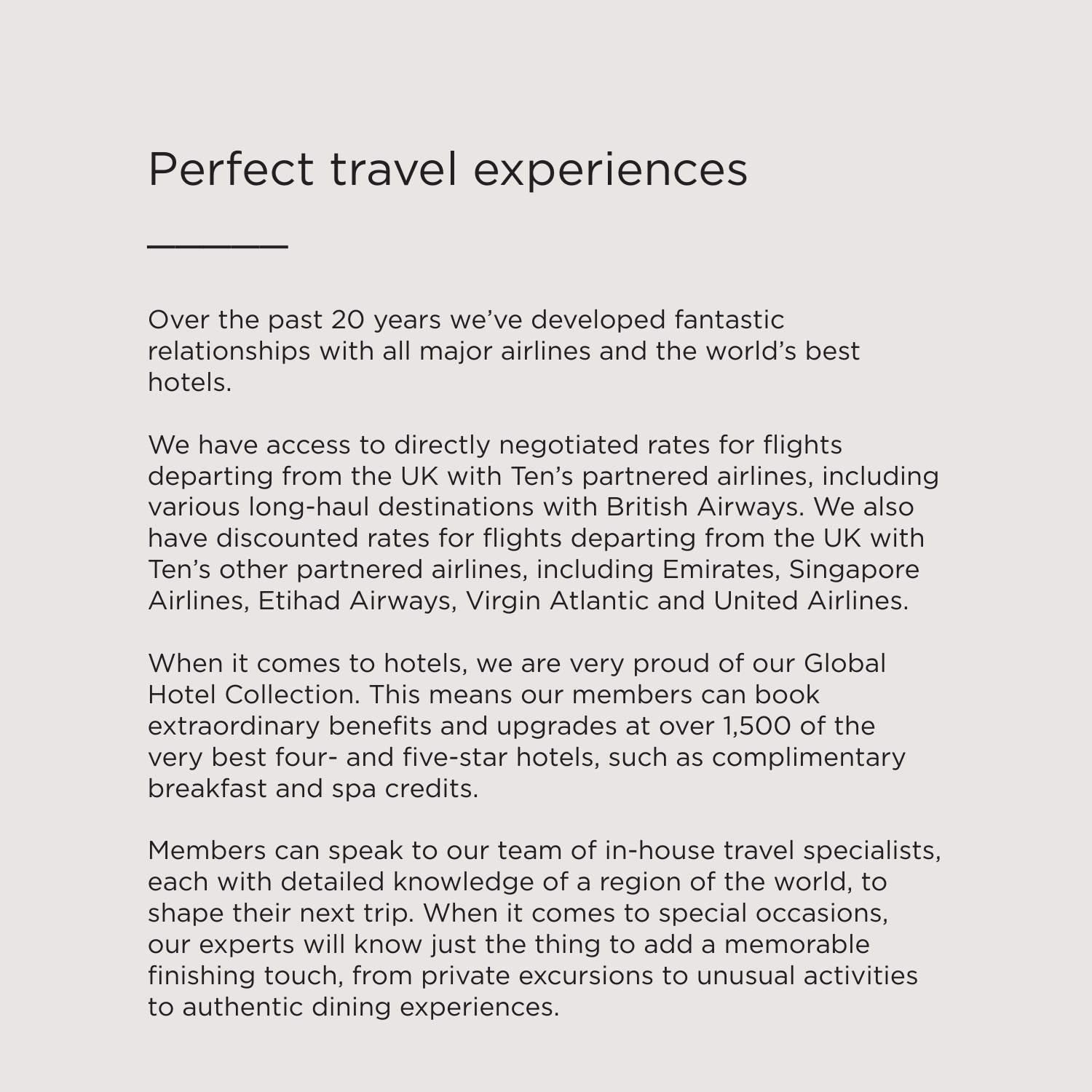# Perfect travel experiences

Over the past 20 years we've developed fantastic relationships with all major airlines and the world's best hotels.

We have access to directly negotiated rates for flights departing from the UK with Ten's partnered airlines, including various long-haul destinations with British Airways. We also have discounted rates for flights departing from the UK with Ten's other partnered airlines, including Emirates, Singapore Airlines, Etihad Airways, Virgin Atlantic and United Airlines.

When it comes to hotels, we are very proud of our Global Hotel Collection. This means our members can book extraordinary benefits and upgrades at over 1,500 of the very best four- and five-star hotels, such as complimentary breakfast and spa credits.

Members can speak to our team of in-house travel specialists, each with detailed knowledge of a region of the world, to shape their next trip. When it comes to special occasions, our experts will know just the thing to add a memorable finishing touch, from private excursions to unusual activities to authentic dining experiences.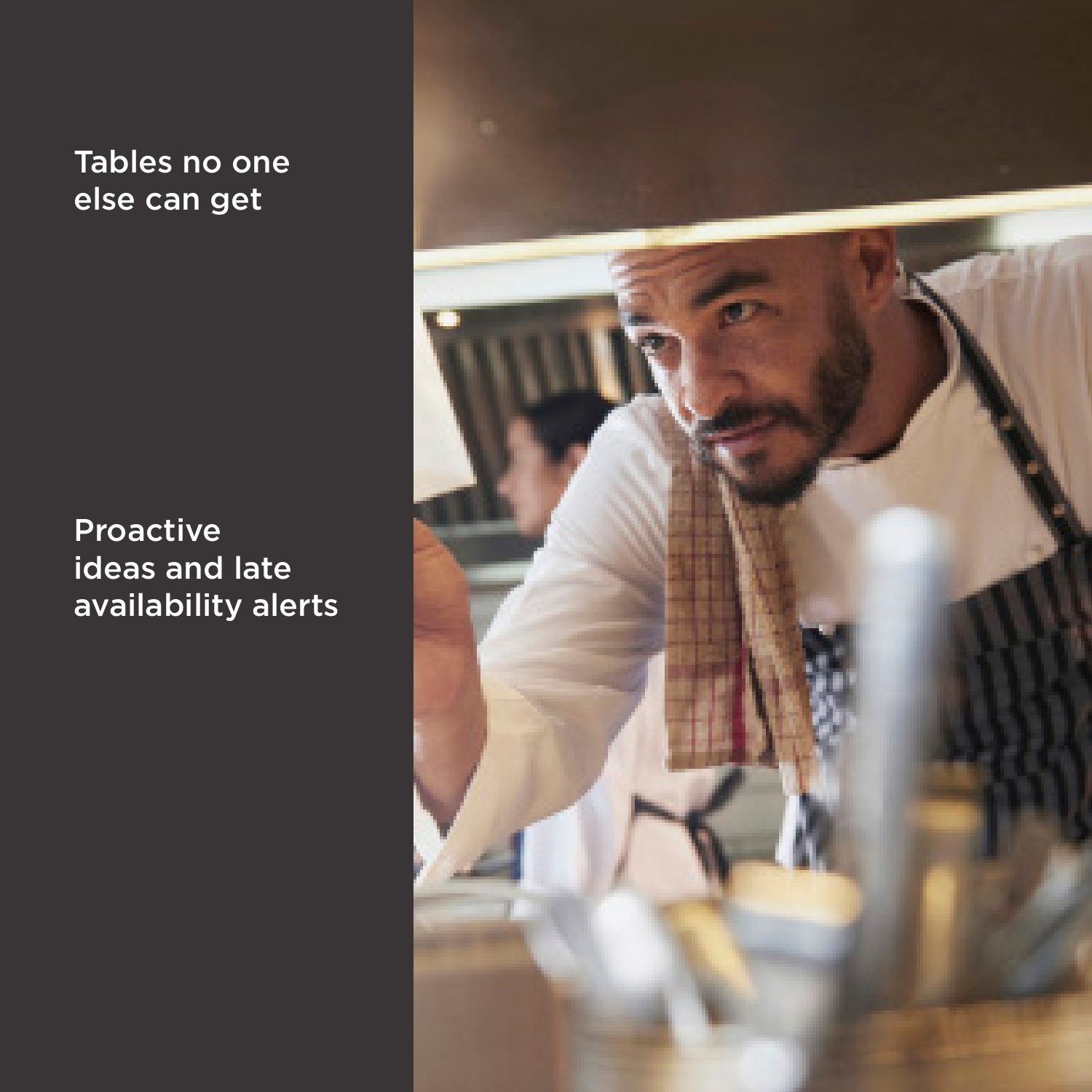Tables no one else can get

Proactive ideas and late availability alerts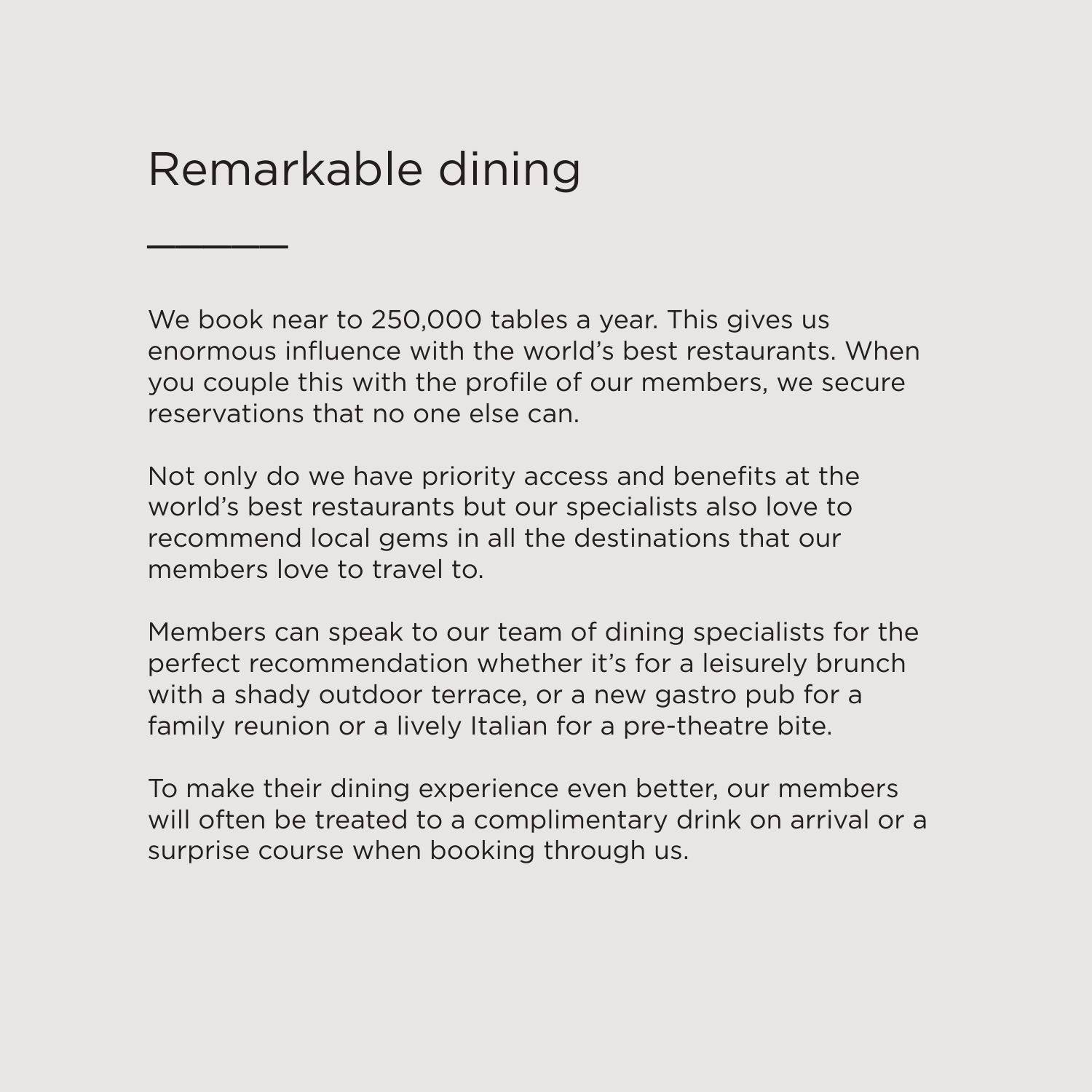# Remarkable dining

We book near to 250,000 tables a year. This gives us enormous influence with the world's best restaurants. When you couple this with the profile of our members, we secure reservations that no one else can.

Not only do we have priority access and benefits at the world's best restaurants but our specialists also love to recommend local gems in all the destinations that our members love to travel to.

Members can speak to our team of dining specialists for the perfect recommendation whether it's for a leisurely brunch with a shady outdoor terrace, or a new gastro pub for a family reunion or a lively Italian for a pre-theatre bite.

To make their dining experience even better, our members will often be treated to a complimentary drink on arrival or a surprise course when booking through us.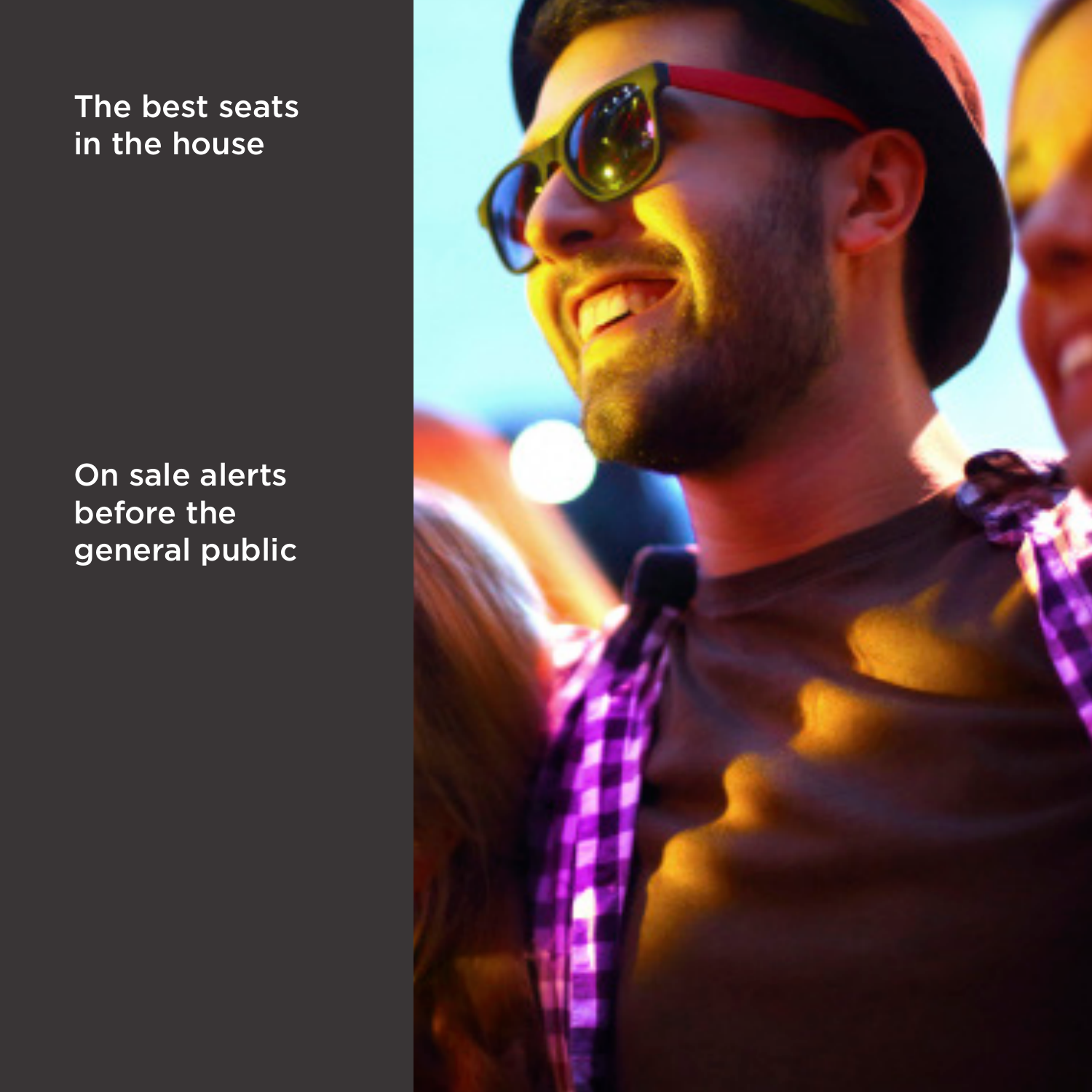The best seats in the house

On sale alerts before the general public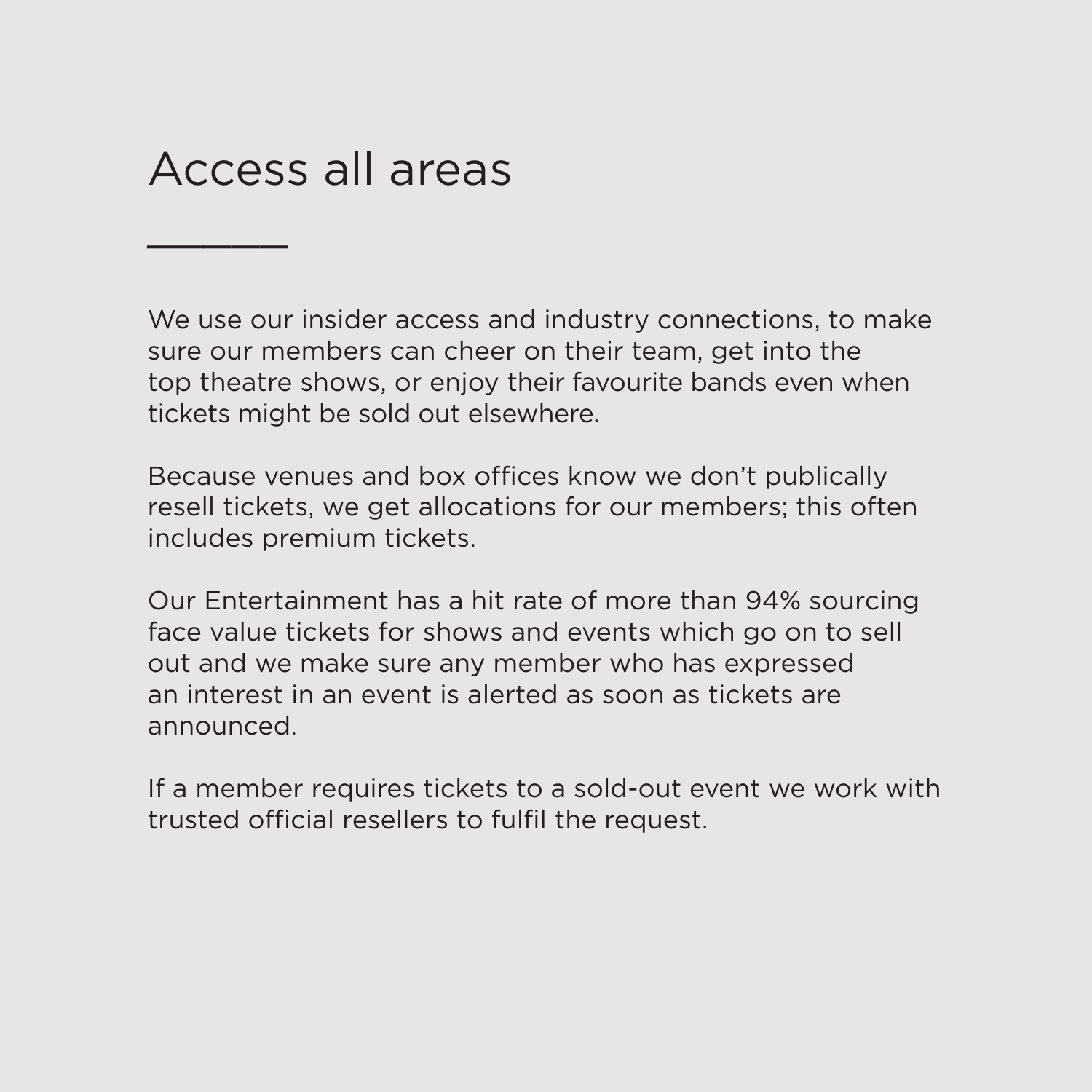# Access all areas

We use our insider access and industry connections, to make sure our members can cheer on their team, get into the top theatre shows, or enjoy their favourite bands even when tickets might be sold out elsewhere.

Because venues and box offices know we don't publically resell tickets, we get allocations for our members; this often includes premium tickets.

Our Entertainment has a hit rate of more than 94% sourcing face value tickets for shows and events which go on to sell out and we make sure any member who has expressed an interest in an event is alerted as soon as tickets are announced.

If a member requires tickets to a sold-out event we work with trusted official resellers to fulfil the request.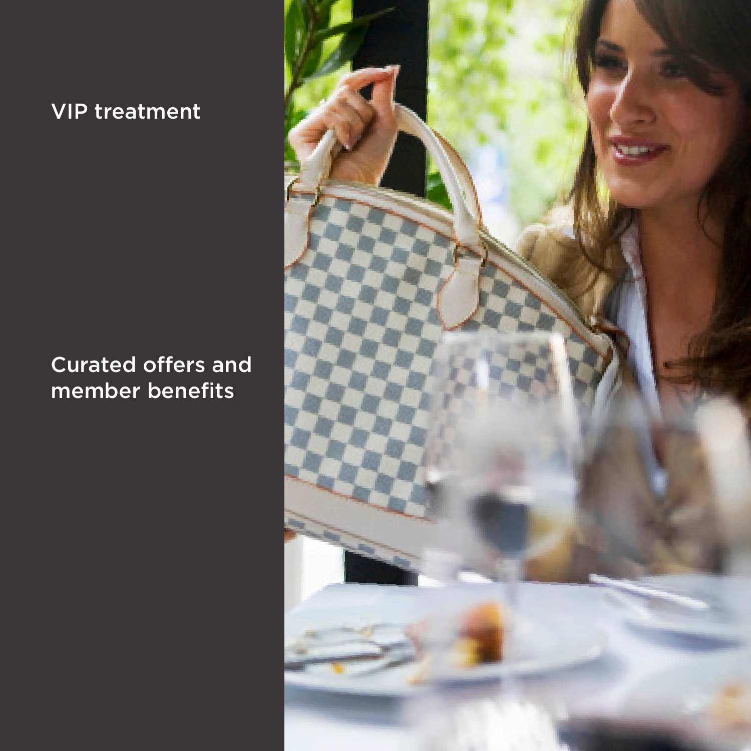VIP treatment

Curated offers and member benefits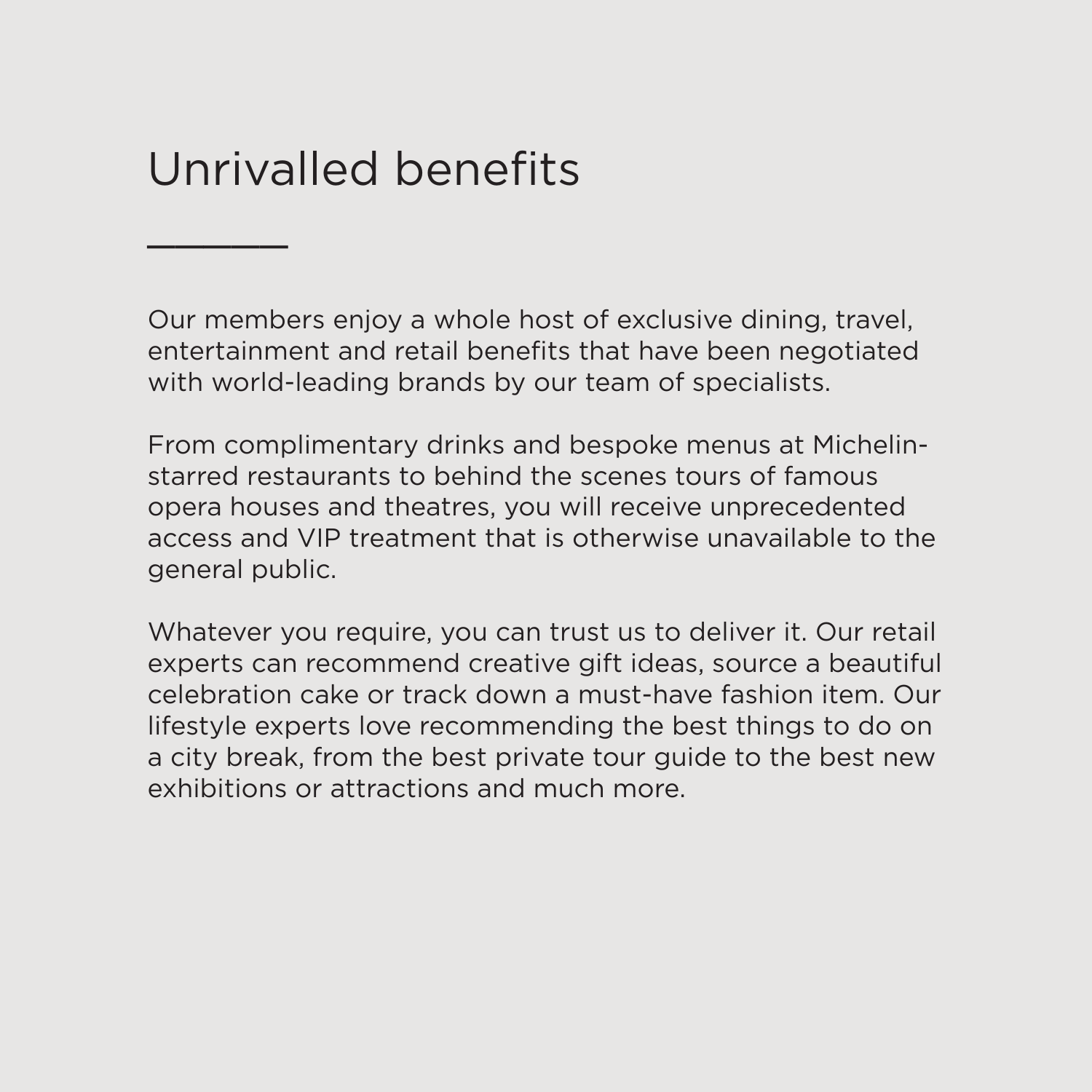# Unrivalled benefits

Our members enjoy a whole host of exclusive dining, travel, entertainment and retail benefits that have been negotiated with world-leading brands by our team of specialists.

From complimentary drinks and bespoke menus at Michelin-starred restaurants to behind the scenes tours of famous opera houses and theatres, you will receive unprecedented access and VIP treatment that is otherwise unavailable to the general public.

Whatever you require, you can trust us to deliver it. Our retail experts can recommend creative gift ideas, source a beautiful celebration cake or track down a must-have fashion item. Our lifestyle experts love recommending the best things to do on a city break, from the best private tour guide to the best new exhibitions or attractions and much more.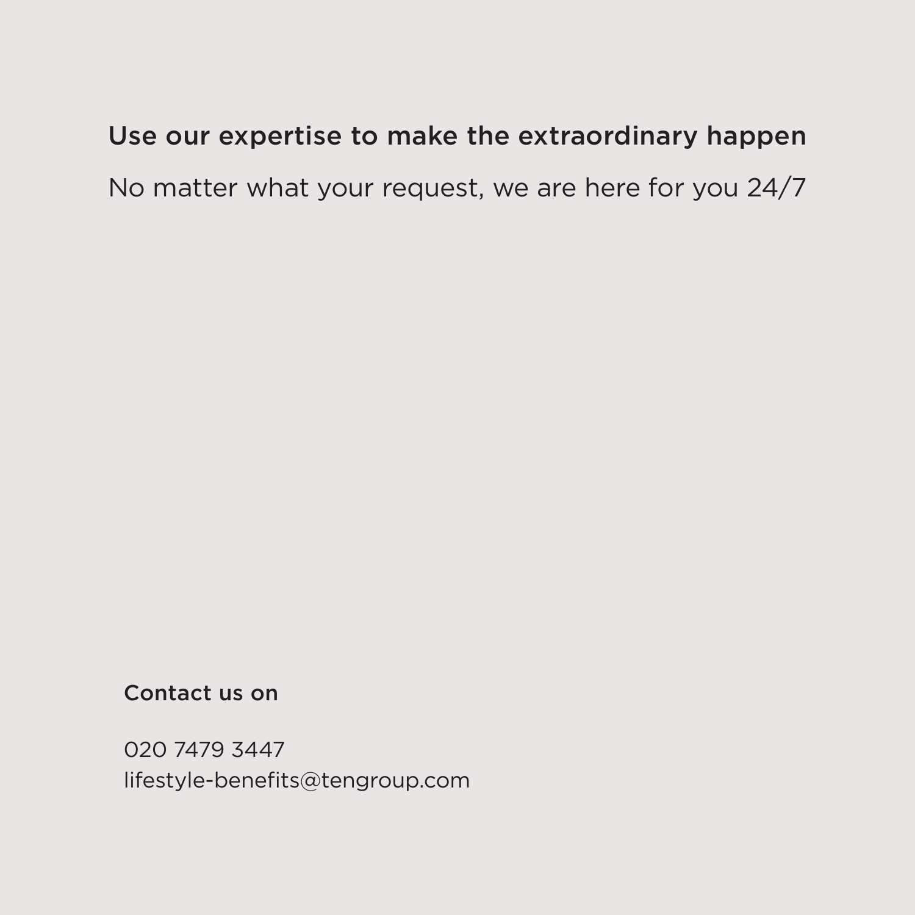## Use our expertise to make the extraordinary happen

No matter what your request, we are here for you 24/7

**Contact us on**

020 7479 3447
lifestyle-benefits@tengroup.com